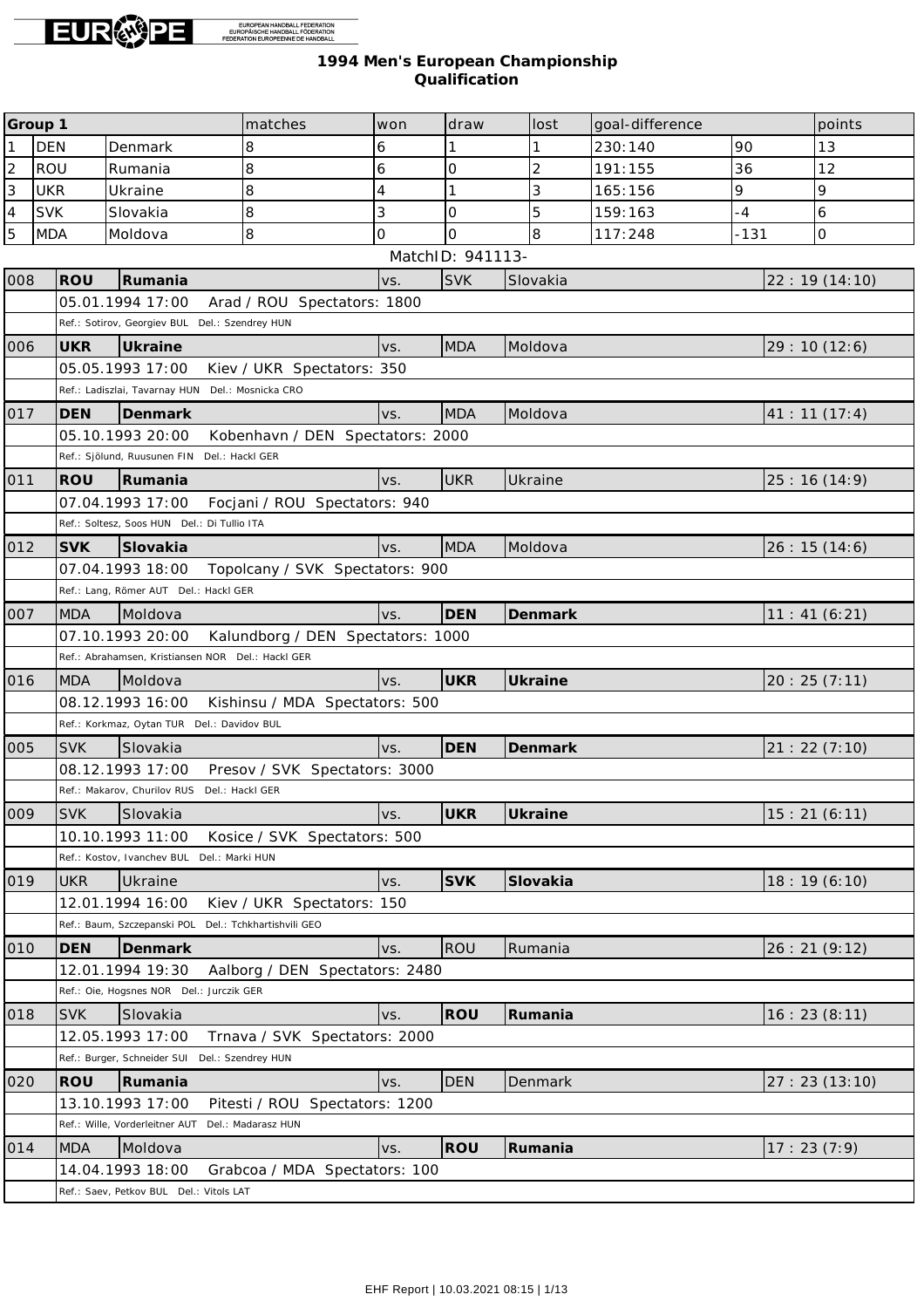EUROPEAN HANDBALL FEDERATION
EUROPÄISCHE HANDBALL FÖDERATION
FÉDÉRATION EUROPÉENNE DE HANDBALL

## 1994 Men's European Championship
### Qualification

| Group 1 | | | matches | won | draw | lost | goal-difference | | points |
|---|---|---|---|---|---|---|---|---|---|
| 1 | DEN | Denmark | 8 | 6 | 1 | 1 | 230:140 | 90 | 13 |
| 2 | ROU | Rumania | 8 | 6 | 0 | 2 | 191:155 | 36 | 12 |
| 3 | UKR | Ukraine | 8 | 4 | 1 | 3 | 165:156 | 9 | 9 |
| 4 | SVK | Slovakia | 8 | 3 | 0 | 5 | 159:163 | -4 | 6 |
| 5 | MDA | Moldova | 8 | 0 | 0 | 8 | 117:248 | -131 | 0 |

MatchID: 941113-

| No. | | | vs. | | | Result |
|---|---|---|---|---|---|---|
| 008 | **ROU** | **Rumania** | vs. | SVK | Slovakia | 22 : 19 (14:10) |
| | 05.01.1994 17:00 Arad / ROU Spectators: 1800 | | | | | |
| | Ref.: Sotirov, Georgiev BUL Del.: Szendrey HUN | | | | | |
| 006 | **UKR** | **Ukraine** | vs. | MDA | Moldova | 29 : 10 (12:6) |
| | 05.05.1993 17:00 Kiev / UKR Spectators: 350 | | | | | |
| | Ref.: Ladiszlai, Tavarnay HUN Del.: Mosnicka CRO | | | | | |
| 017 | **DEN** | **Denmark** | vs. | MDA | Moldova | 41 : 11 (17:4) |
| | 05.10.1993 20:00 Kobenhavn / DEN Spectators: 2000 | | | | | |
| | Ref.: Sjölund, Ruusunen FIN Del.: Hackl GER | | | | | |
| 011 | **ROU** | **Rumania** | vs. | UKR | Ukraine | 25 : 16 (14:9) |
| | 07.04.1993 17:00 Focjani / ROU Spectators: 940 | | | | | |
| | Ref.: Soltesz, Soos HUN Del.: Di Tullio ITA | | | | | |
| 012 | **SVK** | **Slovakia** | vs. | MDA | Moldova | 26 : 15 (14:6) |
| | 07.04.1993 18:00 Topolcany / SVK Spectators: 900 | | | | | |
| | Ref.: Lang, Römer AUT Del.: Hackl GER | | | | | |
| 007 | MDA | Moldova | vs. | **DEN** | **Denmark** | 11 : 41 (6:21) |
| | 07.10.1993 20:00 Kalundborg / DEN Spectators: 1000 | | | | | |
| | Ref.: Abrahamsen, Kristiansen NOR Del.: Hackl GER | | | | | |
| 016 | MDA | Moldova | vs. | **UKR** | **Ukraine** | 20 : 25 (7:11) |
| | 08.12.1993 16:00 Kishinsu / MDA Spectators: 500 | | | | | |
| | Ref.: Korkmaz, Oytan TUR Del.: Davidov BUL | | | | | |
| 005 | SVK | Slovakia | vs. | **DEN** | **Denmark** | 21 : 22 (7:10) |
| | 08.12.1993 17:00 Presov / SVK Spectators: 3000 | | | | | |
| | Ref.: Makarov, Churilov RUS Del.: Hackl GER | | | | | |
| 009 | SVK | Slovakia | vs. | **UKR** | **Ukraine** | 15 : 21 (6:11) |
| | 10.10.1993 11:00 Kosice / SVK Spectators: 500 | | | | | |
| | Ref.: Kostov, Ivanchev BUL Del.: Marki HUN | | | | | |
| 019 | UKR | Ukraine | vs. | **SVK** | **Slovakia** | 18 : 19 (6:10) |
| | 12.01.1994 16:00 Kiev / UKR Spectators: 150 | | | | | |
| | Ref.: Baum, Szczepanski POL Del.: Tchkhartishvili GEO | | | | | |
| 010 | **DEN** | **Denmark** | vs. | ROU | Rumania | 26 : 21 (9:12) |
| | 12.01.1994 19:30 Aalborg / DEN Spectators: 2480 | | | | | |
| | Ref.: Oie, Hogsnes NOR Del.: Jurczik GER | | | | | |
| 018 | SVK | Slovakia | vs. | **ROU** | **Rumania** | 16 : 23 (8:11) |
| | 12.05.1993 17:00 Trnava / SVK Spectators: 2000 | | | | | |
| | Ref.: Burger, Schneider SUI Del.: Szendrey HUN | | | | | |
| 020 | **ROU** | **Rumania** | vs. | DEN | Denmark | 27 : 23 (13:10) |
| | 13.10.1993 17:00 Pitesti / ROU Spectators: 1200 | | | | | |
| | Ref.: Wille, Vorderleitner AUT Del.: Madarasz HUN | | | | | |
| 014 | MDA | Moldova | vs. | **ROU** | **Rumania** | 17 : 23 (7:9) |
| | 14.04.1993 18:00 Grabcoa / MDA Spectators: 100 | | | | | |
| | Ref.: Saev, Petkov BUL Del.: Vitols LAT | | | | | |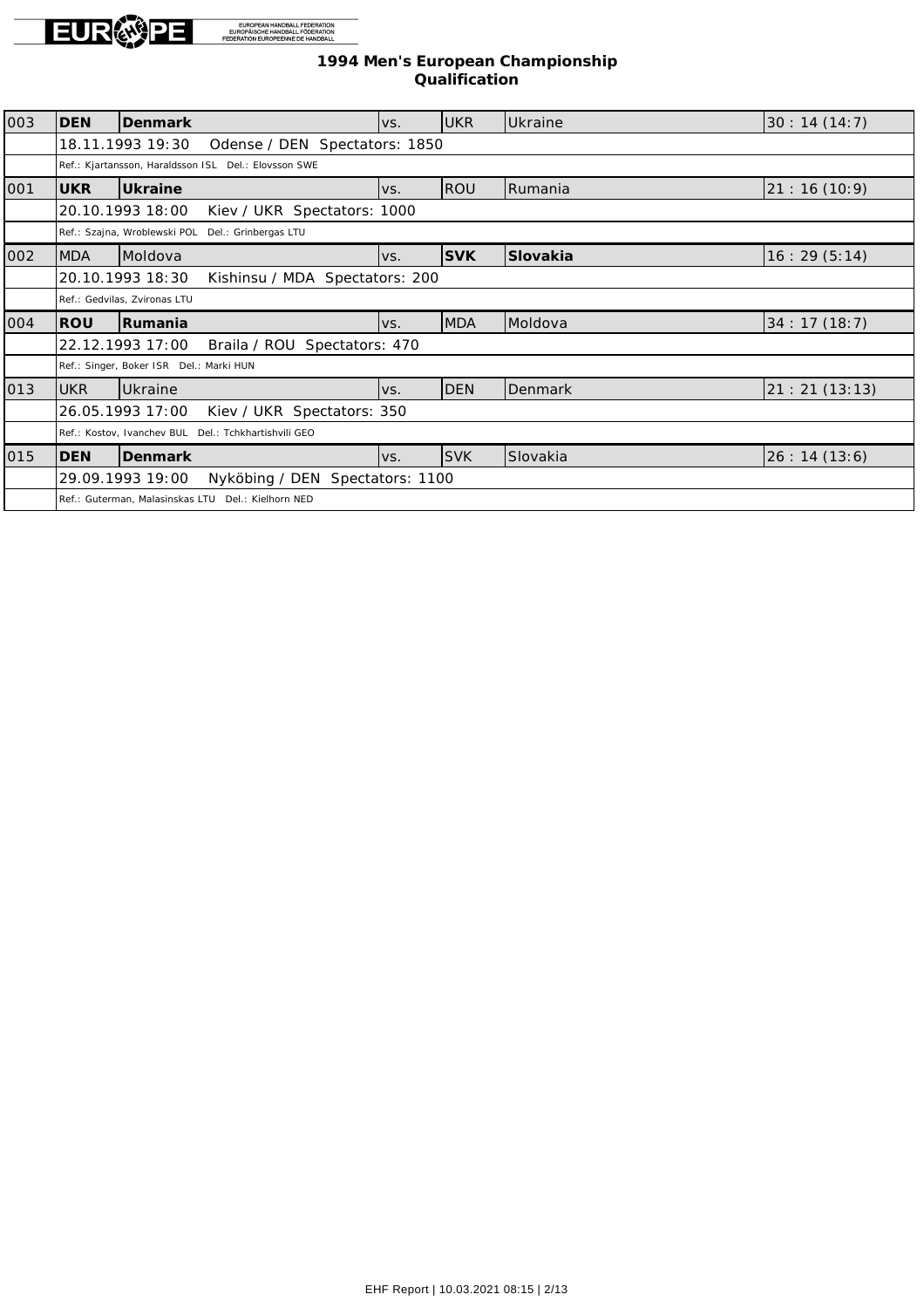## 1994 Men's European Championship
### Qualification

| No. | Code | Team | | Code | Team | Result |
|---|---|---|---|---|---|---|
| 003 | **DEN** | **Denmark** | vs. | UKR | Ukraine | 30 : 14 (14:7) |
| | 18.11.1993 19:30 Odense / DEN Spectators: 1850 | | | | | |
| | Ref.: Kjartansson, Haraldsson ISL Del.: Elovsson SWE | | | | | |
| 001 | **UKR** | **Ukraine** | vs. | ROU | Rumania | 21 : 16 (10:9) |
| | 20.10.1993 18:00 Kiev / UKR Spectators: 1000 | | | | | |
| | Ref.: Szajna, Wroblewski POL Del.: Grinbergas LTU | | | | | |
| 002 | MDA | Moldova | vs. | **SVK** | **Slovakia** | 16 : 29 (5:14) |
| | 20.10.1993 18:30 Kishinsu / MDA Spectators: 200 | | | | | |
| | Ref.: Gedvilas, Zvironas LTU | | | | | |
| 004 | **ROU** | **Rumania** | vs. | MDA | Moldova | 34 : 17 (18:7) |
| | 22.12.1993 17:00 Braila / ROU Spectators: 470 | | | | | |
| | Ref.: Singer, Boker ISR Del.: Marki HUN | | | | | |
| 013 | UKR | Ukraine | vs. | DEN | Denmark | 21 : 21 (13:13) |
| | 26.05.1993 17:00 Kiev / UKR Spectators: 350 | | | | | |
| | Ref.: Kostov, Ivanchev BUL Del.: Tchkhartishvili GEO | | | | | |
| 015 | **DEN** | **Denmark** | vs. | SVK | Slovakia | 26 : 14 (13:6) |
| | 29.09.1993 19:00 Nyköbing / DEN Spectators: 1100 | | | | | |
| | Ref.: Guterman, Malasinskas LTU Del.: Kielhorn NED | | | | | |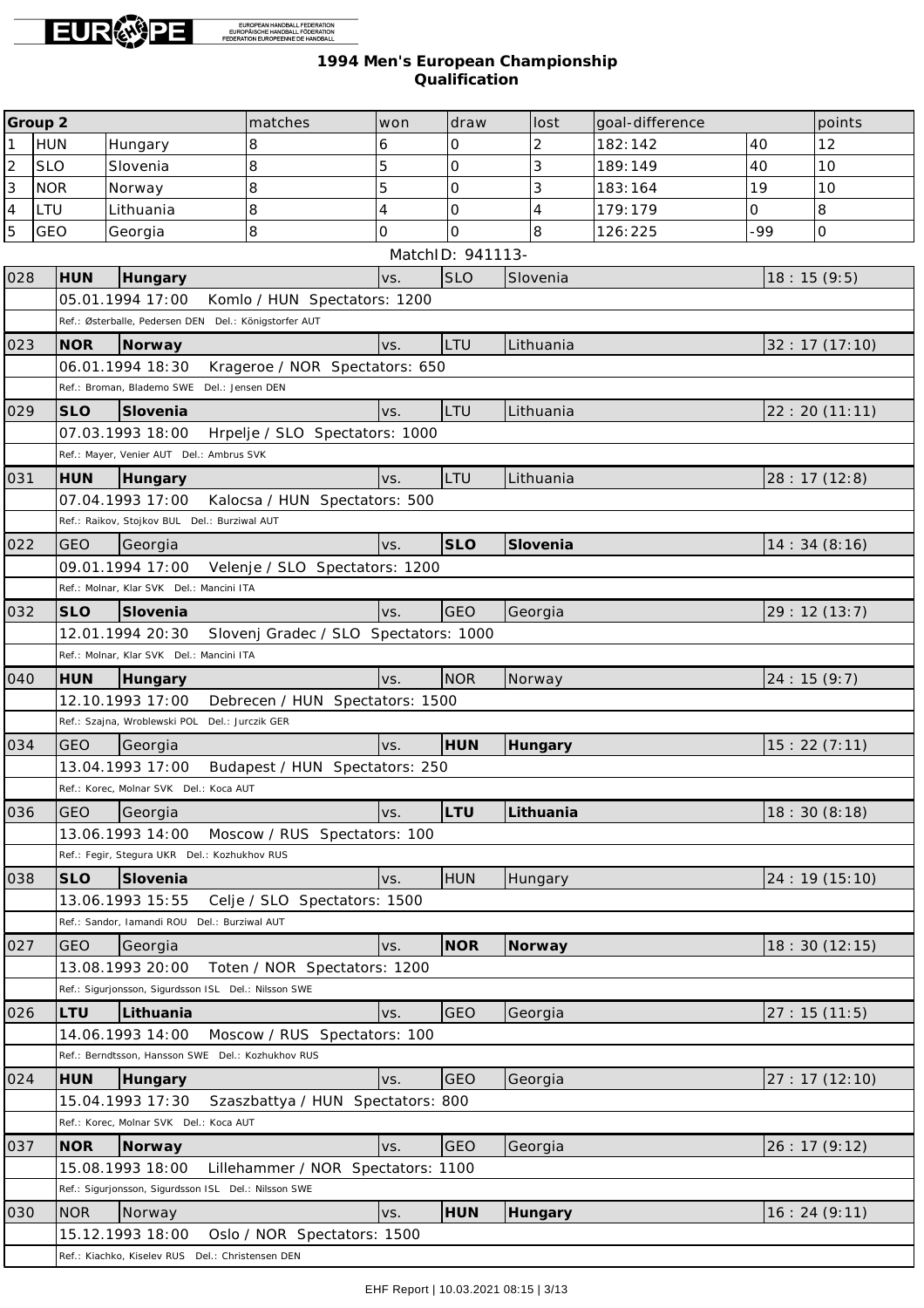# 1994 Men's European Championship
## Qualification

| Group 2 | | | matches | won | draw | lost | goal-difference | | points |
|---|---|---|---|---|---|---|---|---|---|
| 1 | HUN | Hungary | 8 | 6 | 0 | 2 | 182:142 | 40 | 12 |
| 2 | SLO | Slovenia | 8 | 5 | 0 | 3 | 189:149 | 40 | 10 |
| 3 | NOR | Norway | 8 | 5 | 0 | 3 | 183:164 | 19 | 10 |
| 4 | LTU | Lithuania | 8 | 4 | 0 | 4 | 179:179 | 0 | 8 |
| 5 | GEO | Georgia | 8 | 0 | 0 | 8 | 126:225 | -99 | 0 |

MatchID: 941113-

| No. | | | vs. | | | Result |
|---|---|---|---|---|---|---|
| 028 | **HUN** | **Hungary** | vs. | SLO | Slovenia | 18 : 15 (9:5) |
| | 05.01.1994 17:00 Komlo / HUN Spectators: 1200 | | | | | |
| | Ref.: Østerballe, Pedersen DEN Del.: Königstorfer AUT | | | | | |
| 023 | **NOR** | **Norway** | vs. | LTU | Lithuania | 32 : 17 (17:10) |
| | 06.01.1994 18:30 Krageroe / NOR Spectators: 650 | | | | | |
| | Ref.: Broman, Blademo SWE Del.: Jensen DEN | | | | | |
| 029 | **SLO** | **Slovenia** | vs. | LTU | Lithuania | 22 : 20 (11:11) |
| | 07.03.1993 18:00 Hrpelje / SLO Spectators: 1000 | | | | | |
| | Ref.: Mayer, Venier AUT Del.: Ambrus SVK | | | | | |
| 031 | **HUN** | **Hungary** | vs. | LTU | Lithuania | 28 : 17 (12:8) |
| | 07.04.1993 17:00 Kalocsa / HUN Spectators: 500 | | | | | |
| | Ref.: Raikov, Stojkov BUL Del.: Burziwal AUT | | | | | |
| 022 | GEO | Georgia | vs. | **SLO** | **Slovenia** | 14 : 34 (8:16) |
| | 09.01.1994 17:00 Velenje / SLO Spectators: 1200 | | | | | |
| | Ref.: Molnar, Klar SVK Del.: Mancini ITA | | | | | |
| 032 | **SLO** | **Slovenia** | vs. | GEO | Georgia | 29 : 12 (13:7) |
| | 12.01.1994 20:30 Slovenj Gradec / SLO Spectators: 1000 | | | | | |
| | Ref.: Molnar, Klar SVK Del.: Mancini ITA | | | | | |
| 040 | **HUN** | **Hungary** | vs. | NOR | Norway | 24 : 15 (9:7) |
| | 12.10.1993 17:00 Debrecen / HUN Spectators: 1500 | | | | | |
| | Ref.: Szajna, Wroblewski POL Del.: Jurczik GER | | | | | |
| 034 | GEO | Georgia | vs. | **HUN** | **Hungary** | 15 : 22 (7:11) |
| | 13.04.1993 17:00 Budapest / HUN Spectators: 250 | | | | | |
| | Ref.: Korec, Molnar SVK Del.: Koca AUT | | | | | |
| 036 | GEO | Georgia | vs. | **LTU** | **Lithuania** | 18 : 30 (8:18) |
| | 13.06.1993 14:00 Moscow / RUS Spectators: 100 | | | | | |
| | Ref.: Fegir, Stegura UKR Del.: Kozhukhov RUS | | | | | |
| 038 | **SLO** | **Slovenia** | vs. | HUN | Hungary | 24 : 19 (15:10) |
| | 13.06.1993 15:55 Celje / SLO Spectators: 1500 | | | | | |
| | Ref.: Sandor, Iamandi ROU Del.: Burziwal AUT | | | | | |
| 027 | GEO | Georgia | vs. | **NOR** | **Norway** | 18 : 30 (12:15) |
| | 13.08.1993 20:00 Toten / NOR Spectators: 1200 | | | | | |
| | Ref.: Sigurjonsson, Sigurdsson ISL Del.: Nilsson SWE | | | | | |
| 026 | **LTU** | **Lithuania** | vs. | GEO | Georgia | 27 : 15 (11:5) |
| | 14.06.1993 14:00 Moscow / RUS Spectators: 100 | | | | | |
| | Ref.: Berndtsson, Hansson SWE Del.: Kozhukhov RUS | | | | | |
| 024 | **HUN** | **Hungary** | vs. | GEO | Georgia | 27 : 17 (12:10) |
| | 15.04.1993 17:30 Szaszbattya / HUN Spectators: 800 | | | | | |
| | Ref.: Korec, Molnar SVK Del.: Koca AUT | | | | | |
| 037 | **NOR** | **Norway** | vs. | GEO | Georgia | 26 : 17 (9:12) |
| | 15.08.1993 18:00 Lillehammer / NOR Spectators: 1100 | | | | | |
| | Ref.: Sigurjonsson, Sigurdsson ISL Del.: Nilsson SWE | | | | | |
| 030 | NOR | Norway | vs. | **HUN** | **Hungary** | 16 : 24 (9:11) |
| | 15.12.1993 18:00 Oslo / NOR Spectators: 1500 | | | | | |
| | Ref.: Kiachko, Kiselev RUS Del.: Christensen DEN | | | | | |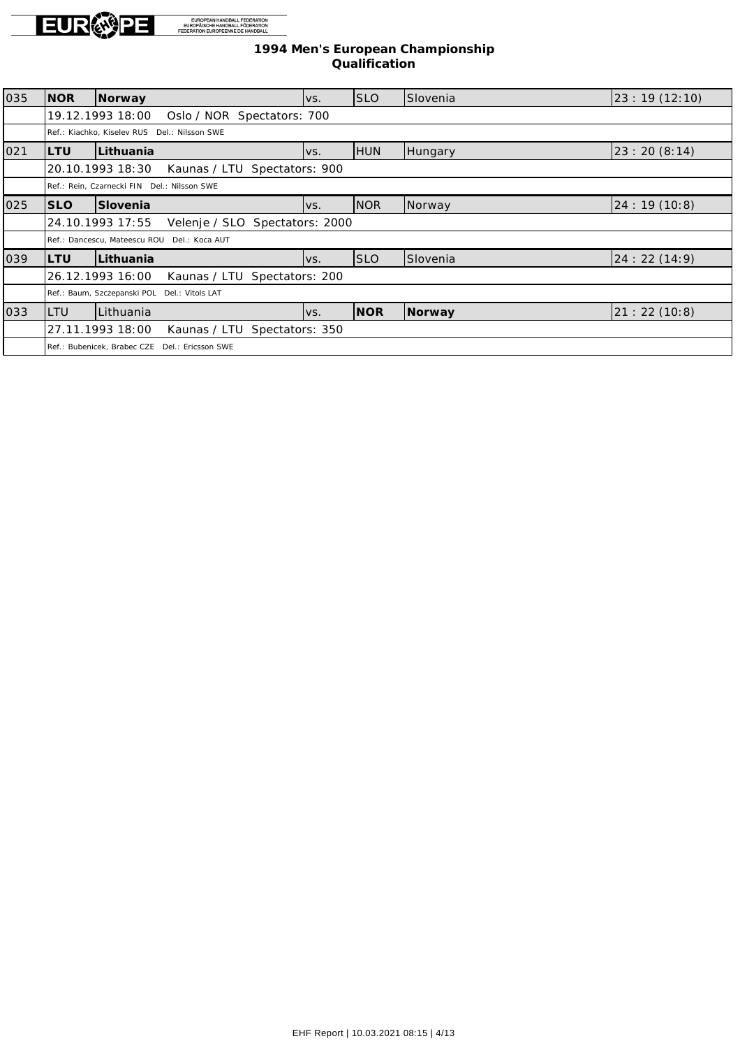# 1994 Men's European Championship
## Qualification

| No. | Code | Team | | Code | Team | Result |
|---|---|---|---|---|---|---|
| 035 | **NOR** | **Norway** | vs. | SLO | Slovenia | 23 : 19 (12:10) |
| | 19.12.1993 18:00 Oslo / NOR Spectators: 700 | | | | | |
| | Ref.: Kiachko, Kiselev RUS Del.: Nilsson SWE | | | | | |
| 021 | **LTU** | **Lithuania** | vs. | HUN | Hungary | 23 : 20 (8:14) |
| | 20.10.1993 18:30 Kaunas / LTU Spectators: 900 | | | | | |
| | Ref.: Rein, Czarnecki FIN Del.: Nilsson SWE | | | | | |
| 025 | **SLO** | **Slovenia** | vs. | NOR | Norway | 24 : 19 (10:8) |
| | 24.10.1993 17:55 Velenje / SLO Spectators: 2000 | | | | | |
| | Ref.: Dancescu, Mateescu ROU Del.: Koca AUT | | | | | |
| 039 | **LTU** | **Lithuania** | vs. | SLO | Slovenia | 24 : 22 (14:9) |
| | 26.12.1993 16:00 Kaunas / LTU Spectators: 200 | | | | | |
| | Ref.: Baum, Szczepanski POL Del.: Vitols LAT | | | | | |
| 033 | LTU | Lithuania | vs. | **NOR** | **Norway** | 21 : 22 (10:8) |
| | 27.11.1993 18:00 Kaunas / LTU Spectators: 350 | | | | | |
| | Ref.: Bubenicek, Brabec CZE Del.: Ericsson SWE | | | | | |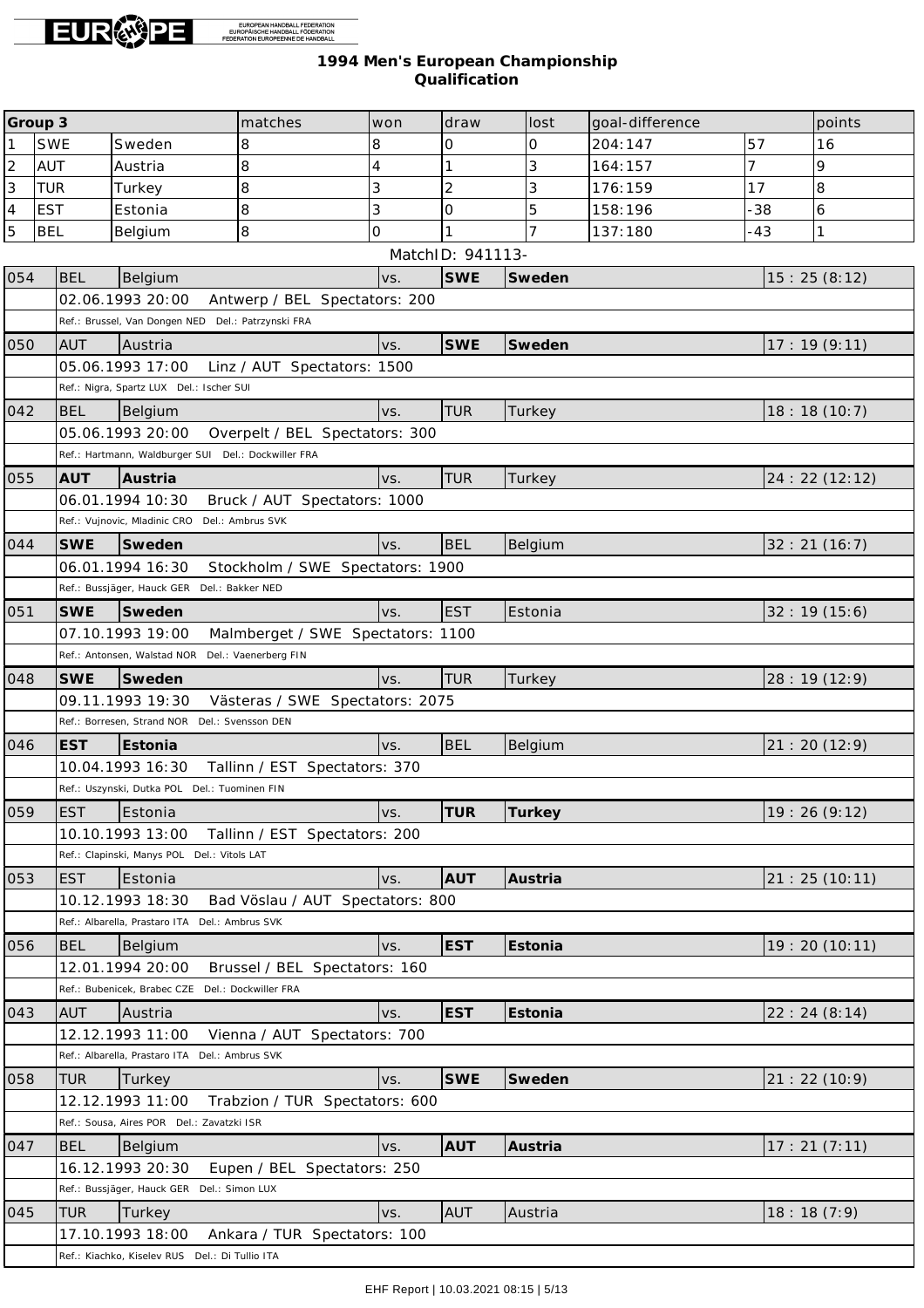# 1994 Men's European Championship
## Qualification

| Group 3 | | | matches | won | draw | lost | goal-difference | | points |
|---|---|---|---|---|---|---|---|---|---|
| 1 | SWE | Sweden | 8 | 8 | 0 | 0 | 204:147 | 57 | 16 |
| 2 | AUT | Austria | 8 | 4 | 1 | 3 | 164:157 | 7 | 9 |
| 3 | TUR | Turkey | 8 | 3 | 2 | 3 | 176:159 | 17 | 8 |
| 4 | EST | Estonia | 8 | 3 | 0 | 5 | 158:196 | -38 | 6 |
| 5 | BEL | Belgium | 8 | 0 | 1 | 7 | 137:180 | -43 | 1 |

MatchID: 941113-

| No. | | | | | | Result |
|---|---|---|---|---|---|---|
| 054 | BEL | Belgium | vs. | **SWE** | **Sweden** | 15 : 25 (8:12) |
| | 02.06.1993 20:00 Antwerp / BEL Spectators: 200 | | | | | |
| | Ref.: Brussel, Van Dongen NED Del.: Patrzynski FRA | | | | | |
| 050 | AUT | Austria | vs. | **SWE** | **Sweden** | 17 : 19 (9:11) |
| | 05.06.1993 17:00 Linz / AUT Spectators: 1500 | | | | | |
| | Ref.: Nigra, Spartz LUX Del.: Ischer SUI | | | | | |
| 042 | BEL | Belgium | vs. | TUR | Turkey | 18 : 18 (10:7) |
| | 05.06.1993 20:00 Overpelt / BEL Spectators: 300 | | | | | |
| | Ref.: Hartmann, Waldburger SUI Del.: Dockwiller FRA | | | | | |
| 055 | **AUT** | **Austria** | vs. | TUR | Turkey | 24 : 22 (12:12) |
| | 06.01.1994 10:30 Bruck / AUT Spectators: 1000 | | | | | |
| | Ref.: Vujnovic, Mladinic CRO Del.: Ambrus SVK | | | | | |
| 044 | **SWE** | **Sweden** | vs. | BEL | Belgium | 32 : 21 (16:7) |
| | 06.01.1994 16:30 Stockholm / SWE Spectators: 1900 | | | | | |
| | Ref.: Bussjäger, Hauck GER Del.: Bakker NED | | | | | |
| 051 | **SWE** | **Sweden** | vs. | EST | Estonia | 32 : 19 (15:6) |
| | 07.10.1993 19:00 Malmberget / SWE Spectators: 1100 | | | | | |
| | Ref.: Antonsen, Walstad NOR Del.: Vaenerberg FIN | | | | | |
| 048 | **SWE** | **Sweden** | vs. | TUR | Turkey | 28 : 19 (12:9) |
| | 09.11.1993 19:30 Västeras / SWE Spectators: 2075 | | | | | |
| | Ref.: Borresen, Strand NOR Del.: Svensson DEN | | | | | |
| 046 | **EST** | **Estonia** | vs. | BEL | Belgium | 21 : 20 (12:9) |
| | 10.04.1993 16:30 Tallinn / EST Spectators: 370 | | | | | |
| | Ref.: Uszynski, Dutka POL Del.: Tuominen FIN | | | | | |
| 059 | EST | Estonia | vs. | **TUR** | **Turkey** | 19 : 26 (9:12) |
| | 10.10.1993 13:00 Tallinn / EST Spectators: 200 | | | | | |
| | Ref.: Clapinski, Manys POL Del.: Vitols LAT | | | | | |
| 053 | EST | Estonia | vs. | **AUT** | **Austria** | 21 : 25 (10:11) |
| | 10.12.1993 18:30 Bad Vöslau / AUT Spectators: 800 | | | | | |
| | Ref.: Albarella, Prastaro ITA Del.: Ambrus SVK | | | | | |
| 056 | BEL | Belgium | vs. | **EST** | **Estonia** | 19 : 20 (10:11) |
| | 12.01.1994 20:00 Brussel / BEL Spectators: 160 | | | | | |
| | Ref.: Bubenicek, Brabec CZE Del.: Dockwiller FRA | | | | | |
| 043 | AUT | Austria | vs. | **EST** | **Estonia** | 22 : 24 (8:14) |
| | 12.12.1993 11:00 Vienna / AUT Spectators: 700 | | | | | |
| | Ref.: Albarella, Prastaro ITA Del.: Ambrus SVK | | | | | |
| 058 | TUR | Turkey | vs. | **SWE** | **Sweden** | 21 : 22 (10:9) |
| | 12.12.1993 11:00 Trabzion / TUR Spectators: 600 | | | | | |
| | Ref.: Sousa, Aires POR Del.: Zavatzki ISR | | | | | |
| 047 | BEL | Belgium | vs. | **AUT** | **Austria** | 17 : 21 (7:11) |
| | 16.12.1993 20:30 Eupen / BEL Spectators: 250 | | | | | |
| | Ref.: Bussjäger, Hauck GER Del.: Simon LUX | | | | | |
| 045 | TUR | Turkey | vs. | AUT | Austria | 18 : 18 (7:9) |
| | 17.10.1993 18:00 Ankara / TUR Spectators: 100 | | | | | |
| | Ref.: Kiachko, Kiselev RUS Del.: Di Tullio ITA | | | | | |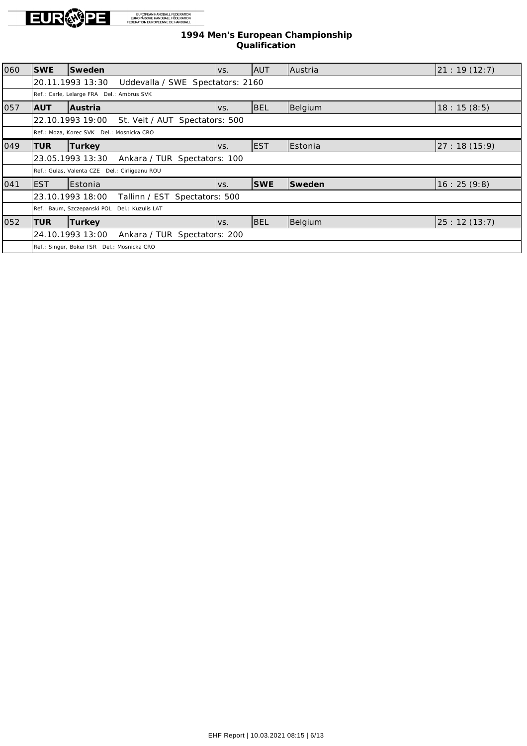## 1994 Men's European Championship
### Qualification

| No. | Code | Team | | Code | Team | Result |
|---|---|---|---|---|---|---|
| 060 | **SWE** | **Sweden** | vs. | AUT | Austria | 21 : 19 (12:7) |
| | 20.11.1993 13:30 Uddevalla / SWE Spectators: 2160 | | | | | |
| | Ref.: Carle, Lelarge FRA Del.: Ambrus SVK | | | | | |
| 057 | **AUT** | **Austria** | vs. | BEL | Belgium | 18 : 15 (8:5) |
| | 22.10.1993 19:00 St. Veit / AUT Spectators: 500 | | | | | |
| | Ref.: Moza, Korec SVK Del.: Mosnicka CRO | | | | | |
| 049 | **TUR** | **Turkey** | vs. | EST | Estonia | 27 : 18 (15:9) |
| | 23.05.1993 13:30 Ankara / TUR Spectators: 100 | | | | | |
| | Ref.: Gulas, Valenta CZE Del.: Cirligeanu ROU | | | | | |
| 041 | EST | Estonia | vs. | **SWE** | **Sweden** | 16 : 25 (9:8) |
| | 23.10.1993 18:00 Tallinn / EST Spectators: 500 | | | | | |
| | Ref.: Baum, Szczepanski POL Del.: Kuzulis LAT | | | | | |
| 052 | **TUR** | **Turkey** | vs. | BEL | Belgium | 25 : 12 (13:7) |
| | 24.10.1993 13:00 Ankara / TUR Spectators: 200 | | | | | |
| | Ref.: Singer, Boker ISR Del.: Mosnicka CRO | | | | | |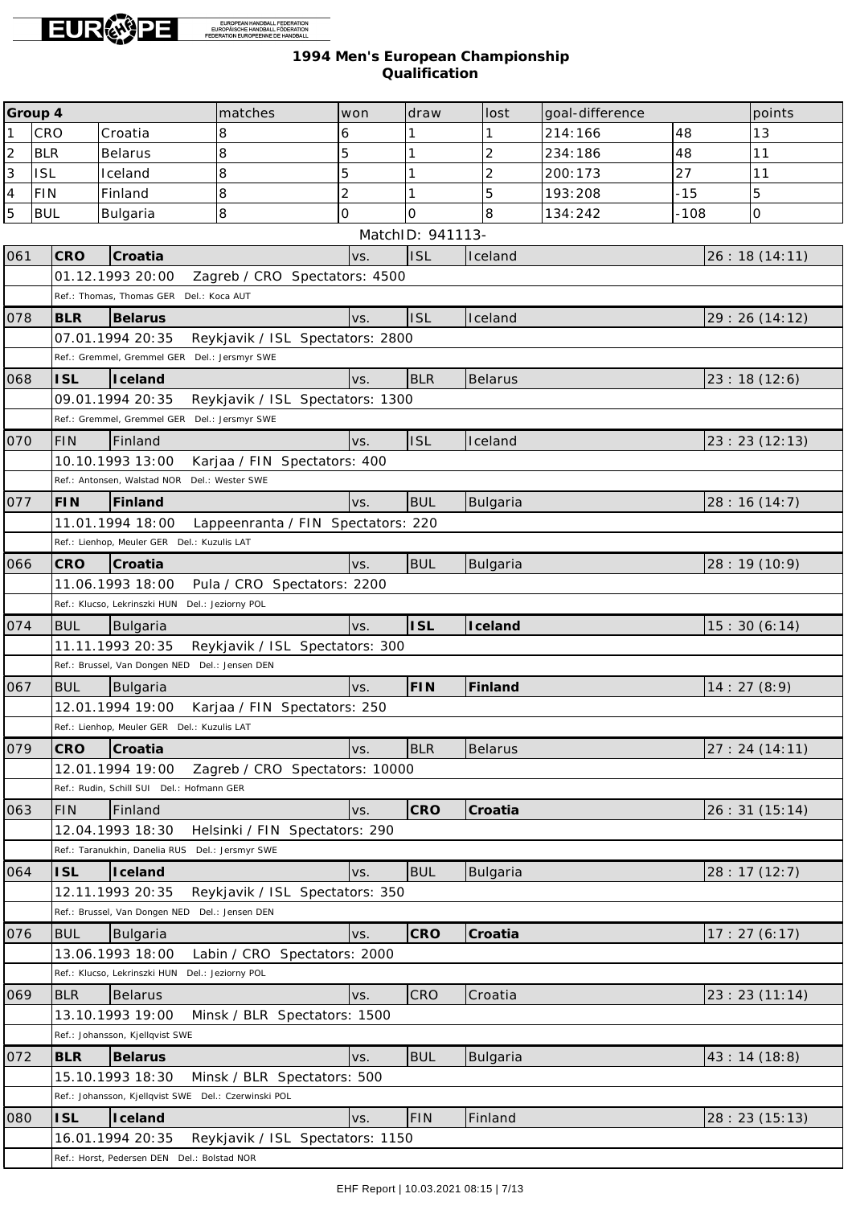EUROPEAN HANDBALL FEDERATION
EUROPÄISCHE HANDBALL FÖDERATION
FEDERATION EUROPEENNE DE HANDBALL

## 1994 Men's European Championship
## Qualification

| Group 4 | | | matches | won | draw | lost | goal-difference | | points |
|---|---|---|---|---|---|---|---|---|---|
| 1 | CRO | Croatia | 8 | 6 | 1 | 1 | 214:166 | 48 | 13 |
| 2 | BLR | Belarus | 8 | 5 | 1 | 2 | 234:186 | 48 | 11 |
| 3 | ISL | Iceland | 8 | 5 | 1 | 2 | 200:173 | 27 | 11 |
| 4 | FIN | Finland | 8 | 2 | 1 | 5 | 193:208 | -15 | 5 |
| 5 | BUL | Bulgaria | 8 | 0 | 0 | 8 | 134:242 | -108 | 0 |

MatchID: 941113-

| No. | Team | | vs. | Team | | Result |
|---|---|---|---|---|---|---|
| 061 | **CRO** | **Croatia** | vs. | ISL | Iceland | 26 : 18 (14:11) |
| | 01.12.1993 20:00 Zagreb / CRO Spectators: 4500 | | | | | |
| | Ref.: Thomas, Thomas GER Del.: Koca AUT | | | | | |
| 078 | **BLR** | **Belarus** | vs. | ISL | Iceland | 29 : 26 (14:12) |
| | 07.01.1994 20:35 Reykjavik / ISL Spectators: 2800 | | | | | |
| | Ref.: Gremmel, Gremmel GER Del.: Jersmyr SWE | | | | | |
| 068 | **ISL** | **Iceland** | vs. | BLR | Belarus | 23 : 18 (12:6) |
| | 09.01.1994 20:35 Reykjavik / ISL Spectators: 1300 | | | | | |
| | Ref.: Gremmel, Gremmel GER Del.: Jersmyr SWE | | | | | |
| 070 | FIN | Finland | vs. | ISL | Iceland | 23 : 23 (12:13) |
| | 10.10.1993 13:00 Karjaa / FIN Spectators: 400 | | | | | |
| | Ref.: Antonsen, Walstad NOR Del.: Wester SWE | | | | | |
| 077 | **FIN** | **Finland** | vs. | BUL | Bulgaria | 28 : 16 (14:7) |
| | 11.01.1994 18:00 Lappeenranta / FIN Spectators: 220 | | | | | |
| | Ref.: Lienhop, Meuler GER Del.: Kuzulis LAT | | | | | |
| 066 | **CRO** | **Croatia** | vs. | BUL | Bulgaria | 28 : 19 (10:9) |
| | 11.06.1993 18:00 Pula / CRO Spectators: 2200 | | | | | |
| | Ref.: Klucso, Lekrinszki HUN Del.: Jeziorny POL | | | | | |
| 074 | BUL | Bulgaria | vs. | **ISL** | **Iceland** | 15 : 30 (6:14) |
| | 11.11.1993 20:35 Reykjavik / ISL Spectators: 300 | | | | | |
| | Ref.: Brussel, Van Dongen NED Del.: Jensen DEN | | | | | |
| 067 | BUL | Bulgaria | vs. | **FIN** | **Finland** | 14 : 27 (8:9) |
| | 12.01.1994 19:00 Karjaa / FIN Spectators: 250 | | | | | |
| | Ref.: Lienhop, Meuler GER Del.: Kuzulis LAT | | | | | |
| 079 | **CRO** | **Croatia** | vs. | BLR | Belarus | 27 : 24 (14:11) |
| | 12.01.1994 19:00 Zagreb / CRO Spectators: 10000 | | | | | |
| | Ref.: Rudin, Schill SUI Del.: Hofmann GER | | | | | |
| 063 | FIN | Finland | vs. | **CRO** | **Croatia** | 26 : 31 (15:14) |
| | 12.04.1993 18:30 Helsinki / FIN Spectators: 290 | | | | | |
| | Ref.: Taranukhin, Danelia RUS Del.: Jersmyr SWE | | | | | |
| 064 | **ISL** | **Iceland** | vs. | BUL | Bulgaria | 28 : 17 (12:7) |
| | 12.11.1993 20:35 Reykjavik / ISL Spectators: 350 | | | | | |
| | Ref.: Brussel, Van Dongen NED Del.: Jensen DEN | | | | | |
| 076 | BUL | Bulgaria | vs. | **CRO** | **Croatia** | 17 : 27 (6:17) |
| | 13.06.1993 18:00 Labin / CRO Spectators: 2000 | | | | | |
| | Ref.: Klucso, Lekrinszki HUN Del.: Jeziorny POL | | | | | |
| 069 | BLR | Belarus | vs. | CRO | Croatia | 23 : 23 (11:14) |
| | 13.10.1993 19:00 Minsk / BLR Spectators: 1500 | | | | | |
| | Ref.: Johansson, Kjellqvist SWE | | | | | |
| 072 | **BLR** | **Belarus** | vs. | BUL | Bulgaria | 43 : 14 (18:8) |
| | 15.10.1993 18:30 Minsk / BLR Spectators: 500 | | | | | |
| | Ref.: Johansson, Kjellqvist SWE Del.: Czerwinski POL | | | | | |
| 080 | **ISL** | **Iceland** | vs. | FIN | Finland | 28 : 23 (15:13) |
| | 16.01.1994 20:35 Reykjavik / ISL Spectators: 1150 | | | | | |
| | Ref.: Horst, Pedersen DEN Del.: Bolstad NOR | | | | | |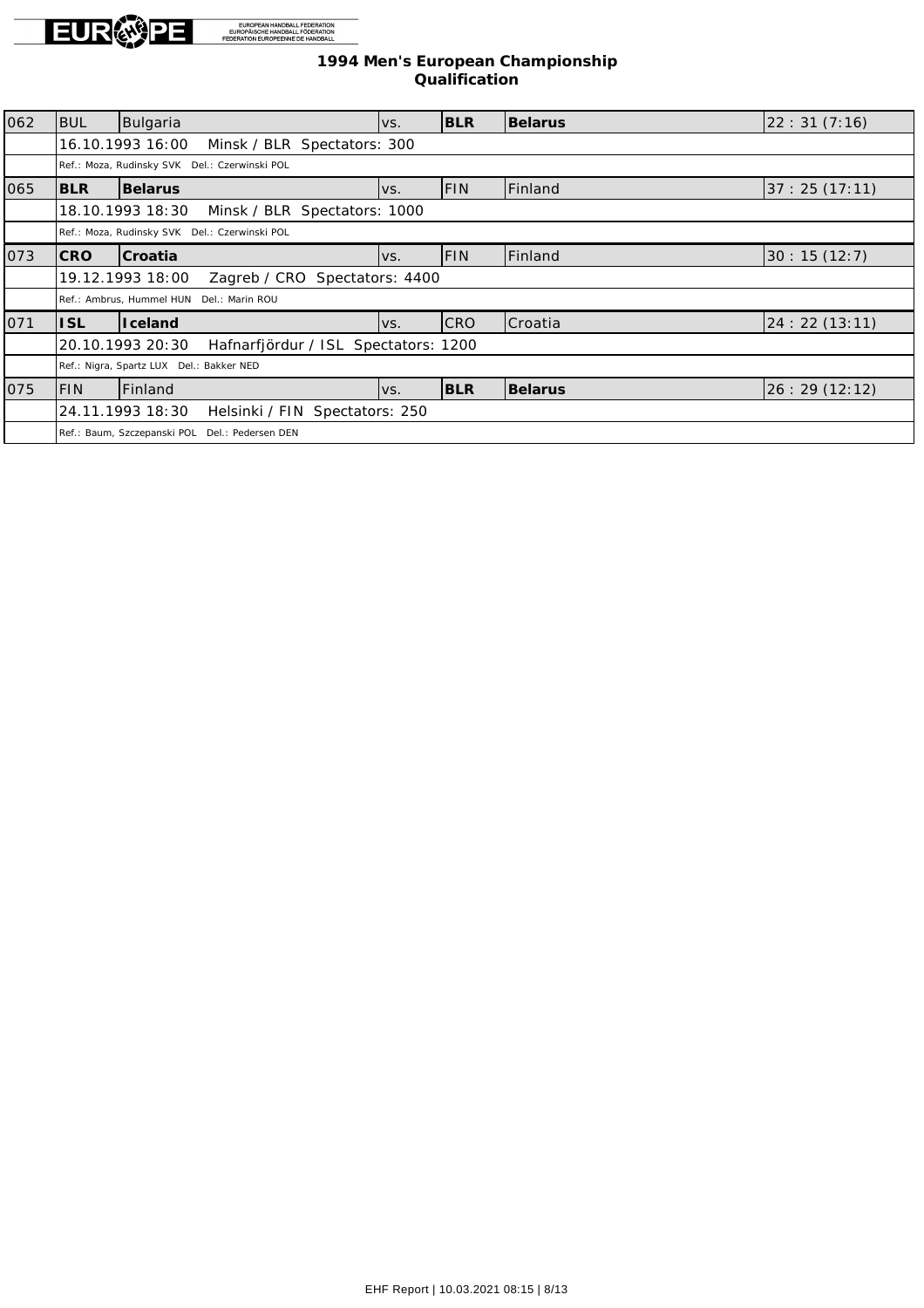# 1994 Men's European Championship
## Qualification

| No. | Code | Team | | Code | Team | Result |
|---|---|---|---|---|---|---|
| 062 | BUL | Bulgaria | vs. | **BLR** | **Belarus** | 22 : 31 (7:16) |
| | 16.10.1993 16:00 Minsk / BLR Spectators: 300 | | | | | |
| | Ref.: Moza, Rudinsky SVK Del.: Czerwinski POL | | | | | |
| 065 | **BLR** | **Belarus** | vs. | FIN | Finland | 37 : 25 (17:11) |
| | 18.10.1993 18:30 Minsk / BLR Spectators: 1000 | | | | | |
| | Ref.: Moza, Rudinsky SVK Del.: Czerwinski POL | | | | | |
| 073 | **CRO** | **Croatia** | vs. | FIN | Finland | 30 : 15 (12:7) |
| | 19.12.1993 18:00 Zagreb / CRO Spectators: 4400 | | | | | |
| | Ref.: Ambrus, Hummel HUN Del.: Marin ROU | | | | | |
| 071 | **ISL** | **Iceland** | vs. | CRO | Croatia | 24 : 22 (13:11) |
| | 20.10.1993 20:30 Hafnarfjördur / ISL Spectators: 1200 | | | | | |
| | Ref.: Nigra, Spartz LUX Del.: Bakker NED | | | | | |
| 075 | FIN | Finland | vs. | **BLR** | **Belarus** | 26 : 29 (12:12) |
| | 24.11.1993 18:30 Helsinki / FIN Spectators: 250 | | | | | |
| | Ref.: Baum, Szczepanski POL Del.: Pedersen DEN | | | | | |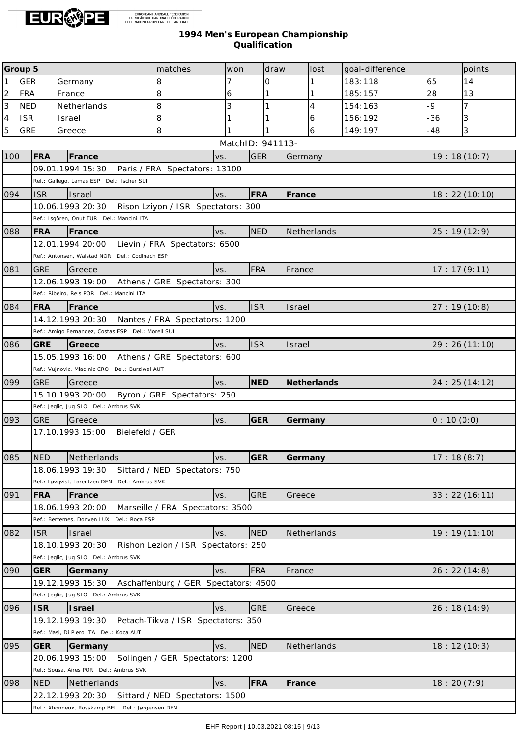**1994 Men's European Championship**
**Qualification**

| Group 5 | | | matches | won | draw | lost | goal-difference | | points |
|---|---|---|---|---|---|---|---|---|---|
| 1 | GER | Germany | 8 | 7 | 0 | 1 | 183:118 | 65 | 14 |
| 2 | FRA | France | 8 | 6 | 1 | 1 | 185:157 | 28 | 13 |
| 3 | NED | Netherlands | 8 | 3 | 1 | 4 | 154:163 | -9 | 7 |
| 4 | ISR | Israel | 8 | 1 | 1 | 6 | 156:192 | -36 | 3 |
| 5 | GRE | Greece | 8 | 1 | 1 | 6 | 149:197 | -48 | 3 |

MatchID: 941113-

| No. | | Home | | Away | | Result |
|---|---|---|---|---|---|---|
| 100 | **FRA** | **France** | vs. | GER | Germany | 19 : 18 (10:7) |
| | 09.01.1994 15:30 Paris / FRA Spectators: 13100 | | | | | |
| | Ref.: Gallego, Lamas ESP Del.: Ischer SUI | | | | | |
| 094 | ISR | Israel | vs. | **FRA** | **France** | 18 : 22 (10:10) |
| | 10.06.1993 20:30 Rison Lziyon / ISR Spectators: 300 | | | | | |
| | Ref.: Isgören, Onut TUR Del.: Mancini ITA | | | | | |
| 088 | **FRA** | **France** | vs. | NED | Netherlands | 25 : 19 (12:9) |
| | 12.01.1994 20:00 Lievin / FRA Spectators: 6500 | | | | | |
| | Ref.: Antonsen, Walstad NOR Del.: Codinach ESP | | | | | |
| 081 | GRE | Greece | vs. | FRA | France | 17 : 17 (9:11) |
| | 12.06.1993 19:00 Athens / GRE Spectators: 300 | | | | | |
| | Ref.: Ribeiro, Reis POR Del.: Mancini ITA | | | | | |
| 084 | **FRA** | **France** | vs. | ISR | Israel | 27 : 19 (10:8) |
| | 14.12.1993 20:30 Nantes / FRA Spectators: 1200 | | | | | |
| | Ref.: Amigo Fernandez, Costas ESP Del.: Morell SUI | | | | | |
| 086 | **GRE** | **Greece** | vs. | ISR | Israel | 29 : 26 (11:10) |
| | 15.05.1993 16:00 Athens / GRE Spectators: 600 | | | | | |
| | Ref.: Vujnovic, Mladinic CRO Del.: Burziwal AUT | | | | | |
| 099 | GRE | Greece | vs. | **NED** | **Netherlands** | 24 : 25 (14:12) |
| | 15.10.1993 20:00 Byron / GRE Spectators: 250 | | | | | |
| | Ref.: Jeglic, Jug SLO Del.: Ambrus SVK | | | | | |
| 093 | GRE | Greece | vs. | **GER** | **Germany** | 0 : 10 (0:0) |
| | 17.10.1993 15:00 Bielefeld / GER | | | | | |
| | | | | | | |
| 085 | NED | Netherlands | vs. | **GER** | **Germany** | 17 : 18 (8:7) |
| | 18.06.1993 19:30 Sittard / NED Spectators: 750 | | | | | |
| | Ref.: Løvqvist, Lorentzen DEN Del.: Ambrus SVK | | | | | |
| 091 | **FRA** | **France** | vs. | GRE | Greece | 33 : 22 (16:11) |
| | 18.06.1993 20:00 Marseille / FRA Spectators: 3500 | | | | | |
| | Ref.: Bertemes, Donven LUX Del.: Roca ESP | | | | | |
| 082 | ISR | Israel | vs. | NED | Netherlands | 19 : 19 (11:10) |
| | 18.10.1993 20:30 Rishon Lezion / ISR Spectators: 250 | | | | | |
| | Ref.: Jeglic, Jug SLO Del.: Ambrus SVK | | | | | |
| 090 | **GER** | **Germany** | vs. | FRA | France | 26 : 22 (14:8) |
| | 19.12.1993 15:30 Aschaffenburg / GER Spectators: 4500 | | | | | |
| | Ref.: Jeglic, Jug SLO Del.: Ambrus SVK | | | | | |
| 096 | **ISR** | **Israel** | vs. | GRE | Greece | 26 : 18 (14:9) |
| | 19.12.1993 19:30 Petach-Tikva / ISR Spectators: 350 | | | | | |
| | Ref.: Masi, Di Piero ITA Del.: Koca AUT | | | | | |
| 095 | **GER** | **Germany** | vs. | NED | Netherlands | 18 : 12 (10:3) |
| | 20.06.1993 15:00 Solingen / GER Spectators: 1200 | | | | | |
| | Ref.: Sousa, Aires POR Del.: Ambrus SVK | | | | | |
| 098 | NED | Netherlands | vs. | **FRA** | **France** | 18 : 20 (7:9) |
| | 22.12.1993 20:30 Sittard / NED Spectators: 1500 | | | | | |
| | Ref.: Xhonneux, Rosskamp BEL Del.: Jørgensen DEN | | | | | |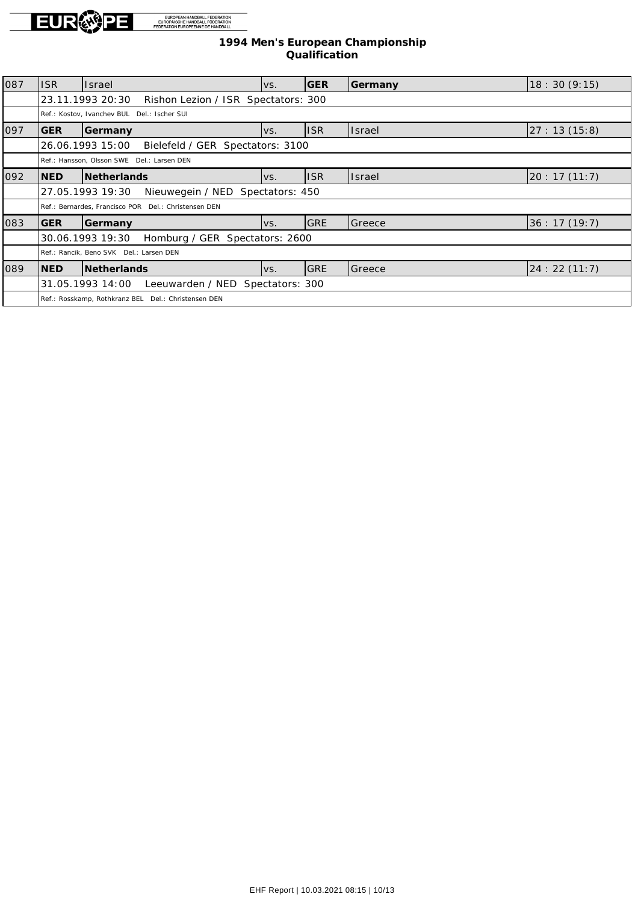## 1994 Men's European Championship
### Qualification

| No. | Code | Team | | Code | Team | Result |
|---|---|---|---|---|---|---|
| 087 | ISR | Israel | vs. | **GER** | **Germany** | 18 : 30 (9:15) |
| | 23.11.1993 20:30 Rishon Lezion / ISR Spectators: 300 | | | | | |
| | Ref.: Kostov, Ivanchev BUL Del.: Ischer SUI | | | | | |
| 097 | **GER** | **Germany** | vs. | ISR | Israel | 27 : 13 (15:8) |
| | 26.06.1993 15:00 Bielefeld / GER Spectators: 3100 | | | | | |
| | Ref.: Hansson, Olsson SWE Del.: Larsen DEN | | | | | |
| 092 | **NED** | **Netherlands** | vs. | ISR | Israel | 20 : 17 (11:7) |
| | 27.05.1993 19:30 Nieuwegein / NED Spectators: 450 | | | | | |
| | Ref.: Bernardes, Francisco POR Del.: Christensen DEN | | | | | |
| 083 | **GER** | **Germany** | vs. | GRE | Greece | 36 : 17 (19:7) |
| | 30.06.1993 19:30 Homburg / GER Spectators: 2600 | | | | | |
| | Ref.: Rancik, Beno SVK Del.: Larsen DEN | | | | | |
| 089 | **NED** | **Netherlands** | vs. | GRE | Greece | 24 : 22 (11:7) |
| | 31.05.1993 14:00 Leeuwarden / NED Spectators: 300 | | | | | |
| | Ref.: Rosskamp, Rothkranz BEL Del.: Christensen DEN | | | | | |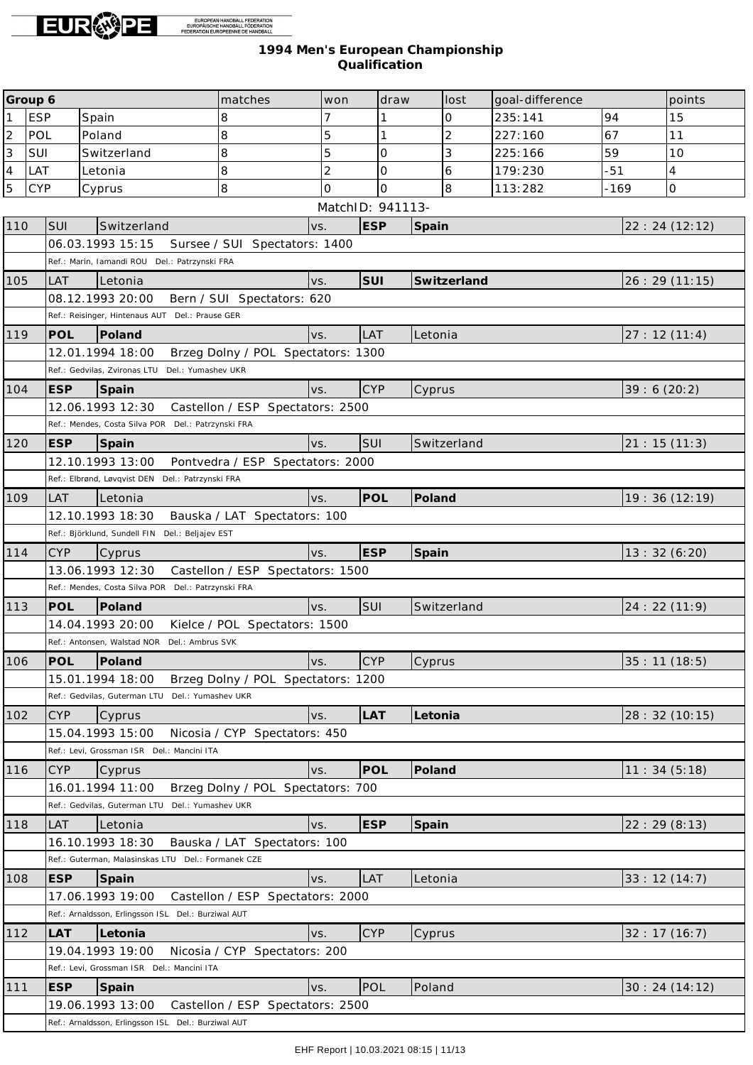EUROPEAN HANDBALL FEDERATION
EUROPÄISCHE HANDBALL FÖDERATION
FÉDÉRATION EUROPÉENNE DE HANDBALL

## 1994 Men's European Championship
### Qualification

| Group 6 | | | matches | won | draw | lost | goal-difference | | points |
|---|---|---|---|---|---|---|---|---|---|
| 1 | ESP | Spain | 8 | 7 | 1 | 0 | 235:141 | 94 | 15 |
| 2 | POL | Poland | 8 | 5 | 1 | 2 | 227:160 | 67 | 11 |
| 3 | SUI | Switzerland | 8 | 5 | 0 | 3 | 225:166 | 59 | 10 |
| 4 | LAT | Letonia | 8 | 2 | 0 | 6 | 179:230 | -51 | 4 |
| 5 | CYP | Cyprus | 8 | 0 | 0 | 8 | 113:282 | -169 | 0 |

MatchID: 941113-

| ID | Home | | vs. | Away | | Result |
|---|---|---|---|---|---|---|
| 110 | SUI | Switzerland | vs. | **ESP** | **Spain** | 22 : 24 (12:12) |
| | 06.03.1993 15:15 Sursee / SUI Spectators: 1400 | | | | | |
| | Ref.: Marin, Iamandi ROU Del.: Patrzynski FRA | | | | | |
| 105 | LAT | Letonia | vs. | **SUI** | **Switzerland** | 26 : 29 (11:15) |
| | 08.12.1993 20:00 Bern / SUI Spectators: 620 | | | | | |
| | Ref.: Reisinger, Hintenaus AUT Del.: Prause GER | | | | | |
| 119 | **POL** | **Poland** | vs. | LAT | Letonia | 27 : 12 (11:4) |
| | 12.01.1994 18:00 Brzeg Dolny / POL Spectators: 1300 | | | | | |
| | Ref.: Gedvilas, Zvironas LTU Del.: Yumashev UKR | | | | | |
| 104 | **ESP** | **Spain** | vs. | CYP | Cyprus | 39 : 6 (20:2) |
| | 12.06.1993 12:30 Castellon / ESP Spectators: 2500 | | | | | |
| | Ref.: Mendes, Costa Silva POR Del.: Patrzynski FRA | | | | | |
| 120 | **ESP** | **Spain** | vs. | SUI | Switzerland | 21 : 15 (11:3) |
| | 12.10.1993 13:00 Pontvedra / ESP Spectators: 2000 | | | | | |
| | Ref.: Elbrønd, Løvqvist DEN Del.: Patrzynski FRA | | | | | |
| 109 | LAT | Letonia | vs. | **POL** | **Poland** | 19 : 36 (12:19) |
| | 12.10.1993 18:30 Bauska / LAT Spectators: 100 | | | | | |
| | Ref.: Björklund, Sundell FIN Del.: Beljajev EST | | | | | |
| 114 | CYP | Cyprus | vs. | **ESP** | **Spain** | 13 : 32 (6:20) |
| | 13.06.1993 12:30 Castellon / ESP Spectators: 1500 | | | | | |
| | Ref.: Mendes, Costa Silva POR Del.: Patrzynski FRA | | | | | |
| 113 | **POL** | **Poland** | vs. | SUI | Switzerland | 24 : 22 (11:9) |
| | 14.04.1993 20:00 Kielce / POL Spectators: 1500 | | | | | |
| | Ref.: Antonsen, Walstad NOR Del.: Ambrus SVK | | | | | |
| 106 | **POL** | **Poland** | vs. | CYP | Cyprus | 35 : 11 (18:5) |
| | 15.01.1994 18:00 Brzeg Dolny / POL Spectators: 1200 | | | | | |
| | Ref.: Gedvilas, Guterman LTU Del.: Yumashev UKR | | | | | |
| 102 | CYP | Cyprus | vs. | **LAT** | **Letonia** | 28 : 32 (10:15) |
| | 15.04.1993 15:00 Nicosia / CYP Spectators: 450 | | | | | |
| | Ref.: Levi, Grossman ISR Del.: Mancini ITA | | | | | |
| 116 | CYP | Cyprus | vs. | **POL** | **Poland** | 11 : 34 (5:18) |
| | 16.01.1994 11:00 Brzeg Dolny / POL Spectators: 700 | | | | | |
| | Ref.: Gedvilas, Guterman LTU Del.: Yumashev UKR | | | | | |
| 118 | LAT | Letonia | vs. | **ESP** | **Spain** | 22 : 29 (8:13) |
| | 16.10.1993 18:30 Bauska / LAT Spectators: 100 | | | | | |
| | Ref.: Guterman, Malasinskas LTU Del.: Formanek CZE | | | | | |
| 108 | **ESP** | **Spain** | vs. | LAT | Letonia | 33 : 12 (14:7) |
| | 17.06.1993 19:00 Castellon / ESP Spectators: 2000 | | | | | |
| | Ref.: Arnaldsson, Erlingsson ISL Del.: Burziwal AUT | | | | | |
| 112 | **LAT** | **Letonia** | vs. | CYP | Cyprus | 32 : 17 (16:7) |
| | 19.04.1993 19:00 Nicosia / CYP Spectators: 200 | | | | | |
| | Ref.: Levi, Grossman ISR Del.: Mancini ITA | | | | | |
| 111 | **ESP** | **Spain** | vs. | POL | Poland | 30 : 24 (14:12) |
| | 19.06.1993 13:00 Castellon / ESP Spectators: 2500 | | | | | |
| | Ref.: Arnaldsson, Erlingsson ISL Del.: Burziwal AUT | | | | | |

EHF Report | 10.03.2021 08:15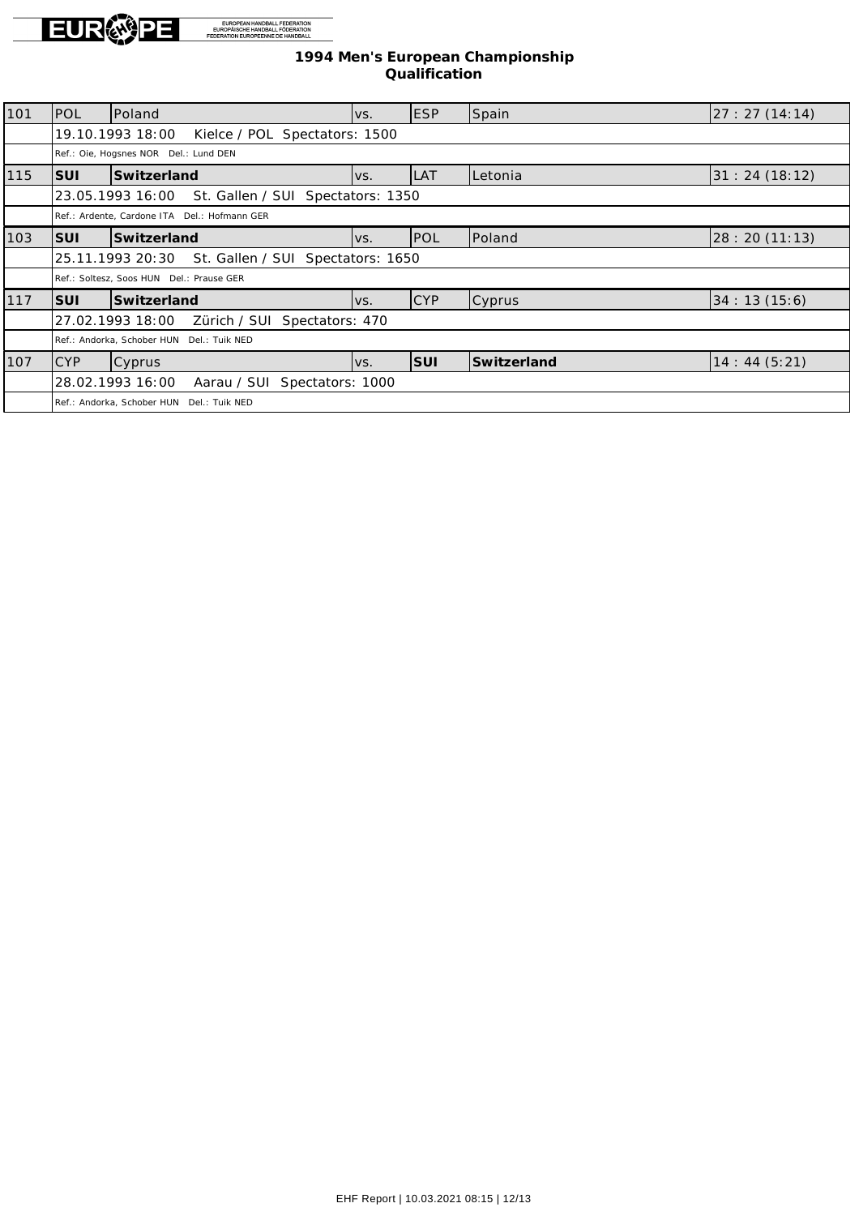## 1994 Men's European Championship
### Qualification

| | | | | | | |
|---|---|---|---|---|---|---|
| 101 | POL | Poland | vs. | ESP | Spain | 27 : 27 (14:14) |
| | 19.10.1993 18:00 Kielce / POL Spectators: 1500 | | | | | |
| | Ref.: Oie, Hogsnes NOR Del.: Lund DEN | | | | | |
| 115 | **SUI** | **Switzerland** | vs. | LAT | Letonia | 31 : 24 (18:12) |
| | 23.05.1993 16:00 St. Gallen / SUI Spectators: 1350 | | | | | |
| | Ref.: Ardente, Cardone ITA Del.: Hofmann GER | | | | | |
| 103 | **SUI** | **Switzerland** | vs. | POL | Poland | 28 : 20 (11:13) |
| | 25.11.1993 20:30 St. Gallen / SUI Spectators: 1650 | | | | | |
| | Ref.: Soltesz, Soos HUN Del.: Prause GER | | | | | |
| 117 | **SUI** | **Switzerland** | vs. | CYP | Cyprus | 34 : 13 (15:6) |
| | 27.02.1993 18:00 Zürich / SUI Spectators: 470 | | | | | |
| | Ref.: Andorka, Schober HUN Del.: Tuik NED | | | | | |
| 107 | CYP | Cyprus | vs. | **SUI** | **Switzerland** | 14 : 44 (5:21) |
| | 28.02.1993 16:00 Aarau / SUI Spectators: 1000 | | | | | |
| | Ref.: Andorka, Schober HUN Del.: Tuik NED | | | | | |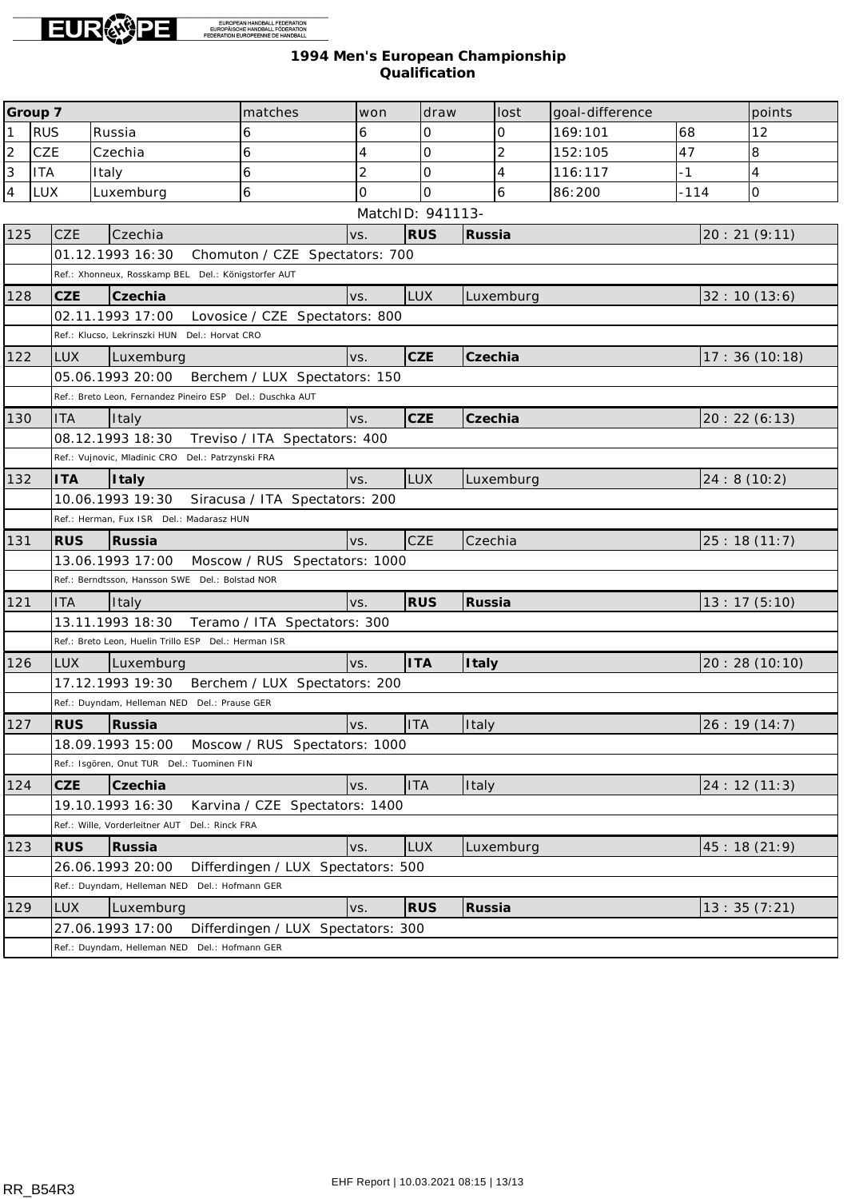# 1994 Men's European Championship
## Qualification

| Group 7 | | | matches | won | draw | lost | goal-difference | | points |
|---|---|---|---|---|---|---|---|---|---|
| 1 | RUS | Russia | 6 | 6 | 0 | 0 | 169:101 | 68 | 12 |
| 2 | CZE | Czechia | 6 | 4 | 0 | 2 | 152:105 | 47 | 8 |
| 3 | ITA | Italy | 6 | 2 | 0 | 4 | 116:117 | -1 | 4 |
| 4 | LUX | Luxemburg | 6 | 0 | 0 | 6 | 86:200 | -114 | 0 |

MatchID: 941113-

| | | | | | | |
|---|---|---|---|---|---|---|
| 125 | CZE | Czechia | vs. | **RUS** | **Russia** | 20 : 21 (9:11) |
| | 01.12.1993 16:30 Chomuton / CZE Spectators: 700 | | | | | |
| | Ref.: Xhonneux, Rosskamp BEL Del.: Königstorfer AUT | | | | | |
| 128 | **CZE** | **Czechia** | vs. | LUX | Luxemburg | 32 : 10 (13:6) |
| | 02.11.1993 17:00 Lovosice / CZE Spectators: 800 | | | | | |
| | Ref.: Klucso, Lekrinszki HUN Del.: Horvat CRO | | | | | |
| 122 | LUX | Luxemburg | vs. | **CZE** | **Czechia** | 17 : 36 (10:18) |
| | 05.06.1993 20:00 Berchem / LUX Spectators: 150 | | | | | |
| | Ref.: Breto Leon, Fernandez Pineiro ESP Del.: Duschka AUT | | | | | |
| 130 | ITA | Italy | vs. | **CZE** | **Czechia** | 20 : 22 (6:13) |
| | 08.12.1993 18:30 Treviso / ITA Spectators: 400 | | | | | |
| | Ref.: Vujnovic, Mladinic CRO Del.: Patrzynski FRA | | | | | |
| 132 | **ITA** | **Italy** | vs. | LUX | Luxemburg | 24 : 8 (10:2) |
| | 10.06.1993 19:30 Siracusa / ITA Spectators: 200 | | | | | |
| | Ref.: Herman, Fux ISR Del.: Madarasz HUN | | | | | |
| 131 | **RUS** | **Russia** | vs. | CZE | Czechia | 25 : 18 (11:7) |
| | 13.06.1993 17:00 Moscow / RUS Spectators: 1000 | | | | | |
| | Ref.: Berndtsson, Hansson SWE Del.: Bolstad NOR | | | | | |
| 121 | ITA | Italy | vs. | **RUS** | **Russia** | 13 : 17 (5:10) |
| | 13.11.1993 18:30 Teramo / ITA Spectators: 300 | | | | | |
| | Ref.: Breto Leon, Huelin Trillo ESP Del.: Herman ISR | | | | | |
| 126 | LUX | Luxemburg | vs. | **ITA** | **Italy** | 20 : 28 (10:10) |
| | 17.12.1993 19:30 Berchem / LUX Spectators: 200 | | | | | |
| | Ref.: Duyndam, Helleman NED Del.: Prause GER | | | | | |
| 127 | **RUS** | **Russia** | vs. | ITA | Italy | 26 : 19 (14:7) |
| | 18.09.1993 15:00 Moscow / RUS Spectators: 1000 | | | | | |
| | Ref.: Isgören, Onut TUR Del.: Tuominen FIN | | | | | |
| 124 | **CZE** | **Czechia** | vs. | ITA | Italy | 24 : 12 (11:3) |
| | 19.10.1993 16:30 Karvina / CZE Spectators: 1400 | | | | | |
| | Ref.: Wille, Vorderleitner AUT Del.: Rinck FRA | | | | | |
| 123 | **RUS** | **Russia** | vs. | LUX | Luxemburg | 45 : 18 (21:9) |
| | 26.06.1993 20:00 Differdingen / LUX Spectators: 500 | | | | | |
| | Ref.: Duyndam, Helleman NED Del.: Hofmann GER | | | | | |
| 129 | LUX | Luxemburg | vs. | **RUS** | **Russia** | 13 : 35 (7:21) |
| | 27.06.1993 17:00 Differdingen / LUX Spectators: 300 | | | | | |
| | Ref.: Duyndam, Helleman NED Del.: Hofmann GER | | | | | |